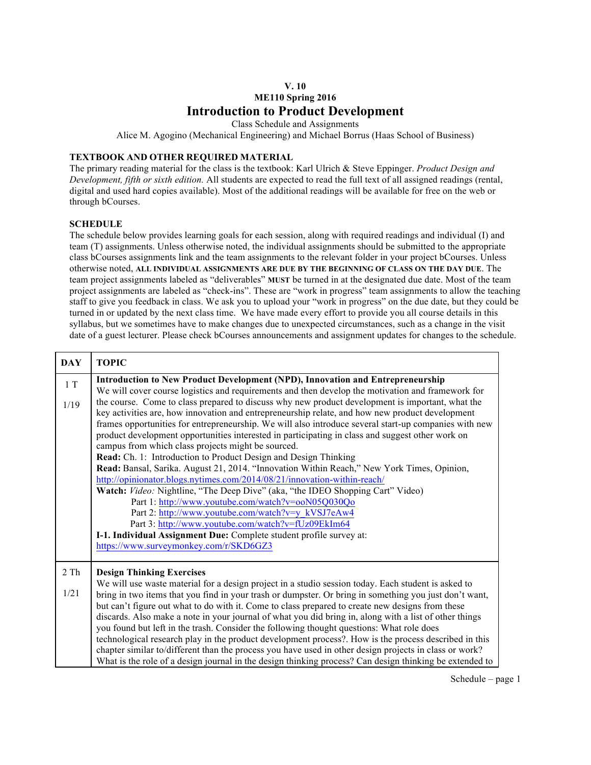**V. 10**

**ME110 Spring 2016**

# Introduction to Product Development

Class Schedule and Assignments

Alice M. Agogino (Mechanical Engineering) and Michael Borrus (Haas School of Business)

## TEXTBOOK AND OTHER REQUIRED MATERIAL

The primary reading material for the class is the textbook: Karl Ulrich & Steve Eppinger. *Product Design and Development, fifth or sixth edition.* All students are expected to read the full text of all assigned readings (rental, digital and used hard copies available). Most of the additional readings will be available for free on the web or through bCourses.

## SCHEDULE

The schedule below provides learning goals for each session, along with required readings and individual (I) and team (T) assignments. Unless otherwise noted, the individual assignments should be submitted to the appropriate class bCourses assignments link and the team assignments to the relevant folder in your project bCourses. Unless otherwise noted, **ALL INDIVIDUAL ASSIGNMENTS ARE DUE BY THE BEGINNING OF CLASS ON THE DAY DUE**. The team project assignments labeled as "deliverables" **MUST** be turned in at the designated due date. Most of the team project assignments are labeled as "check-ins". These are "work in progress" team assignments to allow the teaching staff to give you feedback in class. We ask you to upload your "work in progress" on the due date, but they could be turned in or updated by the next class time. We have made every effort to provide you all course details in this syllabus, but we sometimes have to make changes due to unexpected circumstances, such as a change in the visit date of a guest lecturer. Please check bCourses announcements and assignment updates for changes to the schedule.

| DAY | TOPIC |
|---|---|
| 1 T<br><br>1/19 | **Introduction to New Product Development (NPD), Innovation and Entrepreneurship**<br>We will cover course logistics and requirements and then develop the motivation and framework for the course. Come to class prepared to discuss why new product development is important, what the key activities are, how innovation and entrepreneurship relate, and how new product development frames opportunities for entrepreneurship. We will also introduce several start-up companies with new product development opportunities interested in participating in class and suggest other work on campus from which class projects might be sourced.<br>**Read:** Ch. 1: Introduction to Product Design and Design Thinking<br>**Read:** Bansal, Sarika. August 21, 2014. "Innovation Within Reach," New York Times, Opinion, http://opinionator.blogs.nytimes.com/2014/08/21/innovation-within-reach/<br>**Watch:** *Video:* Nightline, "The Deep Dive" (aka, "the IDEO Shopping Cart" Video)<br>Part 1: http://www.youtube.com/watch?v=ooN05Q030Qo<br>Part 2: http://www.youtube.com/watch?v=y_kVSJ7eAw4<br>Part 3: http://www.youtube.com/watch?v=fUz09EkIm64<br>**I-1. Individual Assignment Due:** Complete student profile survey at: https://www.surveymonkey.com/r/SKD6GZ3 |
| 2 Th<br><br>1/21 | **Design Thinking Exercises**<br>We will use waste material for a design project in a studio session today. Each student is asked to bring in two items that you find in your trash or dumpster. Or bring in something you just don't want, but can't figure out what to do with it. Come to class prepared to create new designs from these discards. Also make a note in your journal of what you did bring in, along with a list of other things you found but left in the trash. Consider the following thought questions: What role does technological research play in the product development process?. How is the process described in this chapter similar to/different than the process you have used in other design projects in class or work? What is the role of a design journal in the design thinking process? Can design thinking be extended to |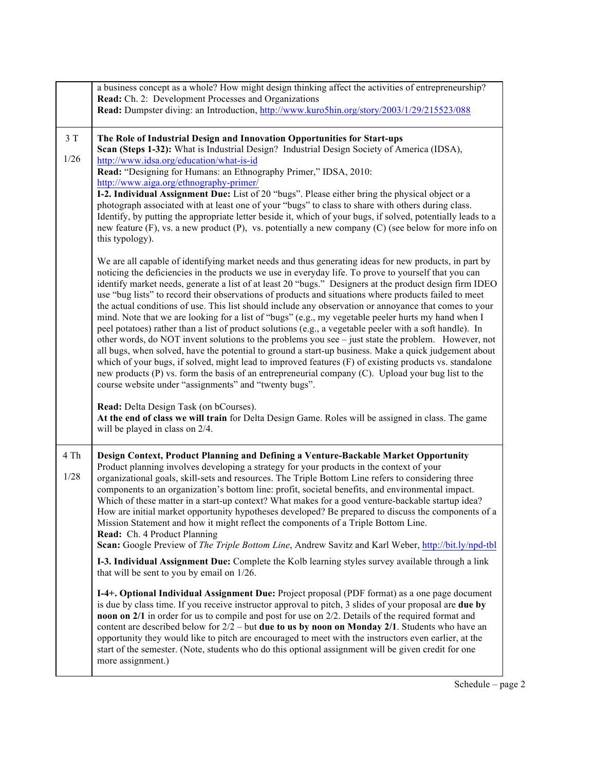| | |
|---|---|
| | a business concept as a whole? How might design thinking affect the activities of entrepreneurship?<br>**Read:** Ch. 2: Development Processes and Organizations<br>**Read:** Dumpster diving: an Introduction, http://www.kuro5hin.org/story/2003/1/29/215523/088 |
| 3 T<br><br>1/26 | **The Role of Industrial Design and Innovation Opportunities for Start-ups**<br>**Scan (Steps 1-32):** What is Industrial Design? Industrial Design Society of America (IDSA), http://www.idsa.org/education/what-is-id<br>**Read:** "Designing for Humans: an Ethnography Primer," IDSA, 2010: http://www.aiga.org/ethnography-primer/<br>**I-2. Individual Assignment Due:** List of 20 "bugs". Please either bring the physical object or a photograph associated with at least one of your "bugs" to class to share with others during class. Identify, by putting the appropriate letter beside it, which of your bugs, if solved, potentially leads to a new feature (F), vs. a new product (P), vs. potentially a new company (C) (see below for more info on this typology).<br><br>We are all capable of identifying market needs and thus generating ideas for new products, in part by noticing the deficiencies in the products we use in everyday life. To prove to yourself that you can identify market needs, generate a list of at least 20 "bugs." Designers at the product design firm IDEO use "bug lists" to record their observations of products and situations where products failed to meet the actual conditions of use. This list should include any observation or annoyance that comes to your mind. Note that we are looking for a list of "bugs" (e.g., my vegetable peeler hurts my hand when I peel potatoes) rather than a list of product solutions (e.g., a vegetable peeler with a soft handle). In other words, do NOT invent solutions to the problems you see – just state the problem. However, not all bugs, when solved, have the potential to ground a start-up business. Make a quick judgement about which of your bugs, if solved, might lead to improved features (F) of existing products vs. standalone new products (P) vs. form the basis of an entrepreneurial company (C). Upload your bug list to the course website under "assignments" and "twenty bugs".<br><br>**Read:** Delta Design Task (on bCourses).<br>**At the end of class we will train** for Delta Design Game. Roles will be assigned in class. The game will be played in class on 2/4. |
| 4 Th<br><br>1/28 | **Design Context, Product Planning and Defining a Venture-Backable Market Opportunity**<br>Product planning involves developing a strategy for your products in the context of your organizational goals, skill-sets and resources. The Triple Bottom Line refers to considering three components to an organization's bottom line: profit, societal benefits, and environmental impact. Which of these matter in a start-up context? What makes for a good venture-backable startup idea? How are initial market opportunity hypotheses developed? Be prepared to discuss the components of a Mission Statement and how it might reflect the components of a Triple Bottom Line.<br>**Read:** Ch. 4 Product Planning<br>**Scan:** Google Preview of *The Triple Bottom Line*, Andrew Savitz and Karl Weber, http://bit.ly/npd-tbl<br><br>**I-3. Individual Assignment Due:** Complete the Kolb learning styles survey available through a link that will be sent to you by email on 1/26.<br><br>**I-4+. Optional Individual Assignment Due:** Project proposal (PDF format) as a one page document is due by class time. If you receive instructor approval to pitch, 3 slides of your proposal are **due by noon on 2/1** in order for us to compile and post for use on 2/2. Details of the required format and content are described below for 2/2 – but **due to us by noon on Monday 2/1**. Students who have an opportunity they would like to pitch are encouraged to meet with the instructors even earlier, at the start of the semester. (Note, students who do this optional assignment will be given credit for one more assignment.) |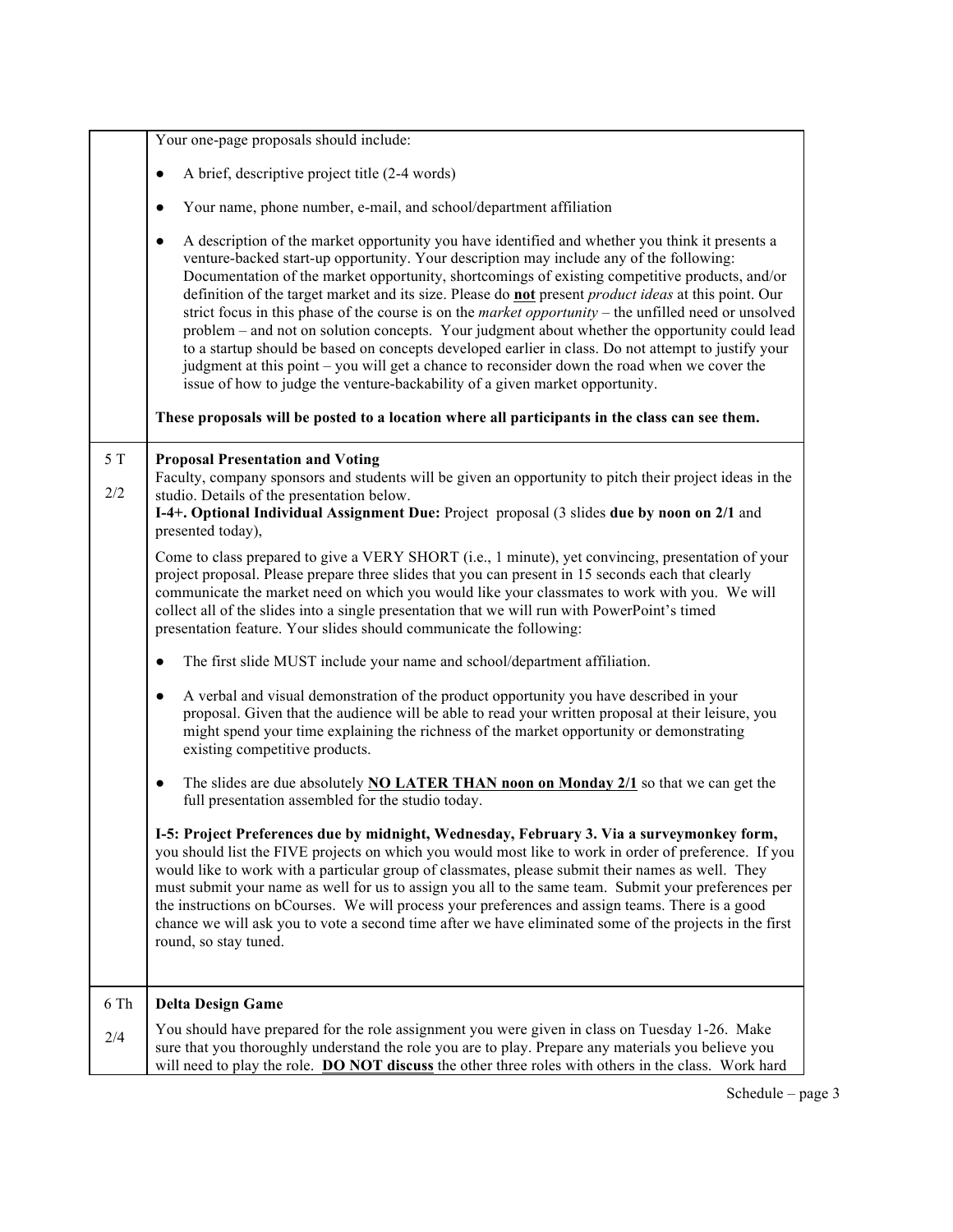| | |
|---|---|
| | Your one-page proposals should include:<br><br>● A brief, descriptive project title (2-4 words)<br><br>● Your name, phone number, e-mail, and school/department affiliation<br><br>● A description of the market opportunity you have identified and whether you think it presents a venture-backed start-up opportunity. Your description may include any of the following: Documentation of the market opportunity, shortcomings of existing competitive products, and/or definition of the target market and its size. Please do **not** present *product ideas* at this point. Our strict focus in this phase of the course is on the *market opportunity* – the unfilled need or unsolved problem – and not on solution concepts. Your judgment about whether the opportunity could lead to a startup should be based on concepts developed earlier in class. Do not attempt to justify your judgment at this point – you will get a chance to reconsider down the road when we cover the issue of how to judge the venture-backability of a given market opportunity.<br><br>**These proposals will be posted to a location where all participants in the class can see them.** |
| 5 T<br><br>2/2 | **Proposal Presentation and Voting**<br>Faculty, company sponsors and students will be given an opportunity to pitch their project ideas in the studio. Details of the presentation below.<br>**I-4+. Optional Individual Assignment Due:** Project proposal (3 slides **due by noon on 2/1** and presented today),<br><br>Come to class prepared to give a VERY SHORT (i.e., 1 minute), yet convincing, presentation of your project proposal. Please prepare three slides that you can present in 15 seconds each that clearly communicate the market need on which you would like your classmates to work with you. We will collect all of the slides into a single presentation that we will run with PowerPoint's timed presentation feature. Your slides should communicate the following:<br><br>● The first slide MUST include your name and school/department affiliation.<br><br>● A verbal and visual demonstration of the product opportunity you have described in your proposal. Given that the audience will be able to read your written proposal at their leisure, you might spend your time explaining the richness of the market opportunity or demonstrating existing competitive products.<br><br>● The slides are due absolutely **<u>NO LATER THAN noon on Monday 2/1</u>** so that we can get the full presentation assembled for the studio today.<br><br>**I-5: Project Preferences due by midnight, Wednesday, February 3. Via a surveymonkey form,** you should list the FIVE projects on which you would most like to work in order of preference. If you would like to work with a particular group of classmates, please submit their names as well. They must submit your name as well for us to assign you all to the same team. Submit your preferences per the instructions on bCourses. We will process your preferences and assign teams. There is a good chance we will ask you to vote a second time after we have eliminated some of the projects in the first round, so stay tuned. |
| 6 Th<br><br>2/4 | **Delta Design Game**<br><br>You should have prepared for the role assignment you were given in class on Tuesday 1-26. Make sure that you thoroughly understand the role you are to play. Prepare any materials you believe you will need to play the role. **<u>DO NOT discuss</u>** the other three roles with others in the class. Work hard |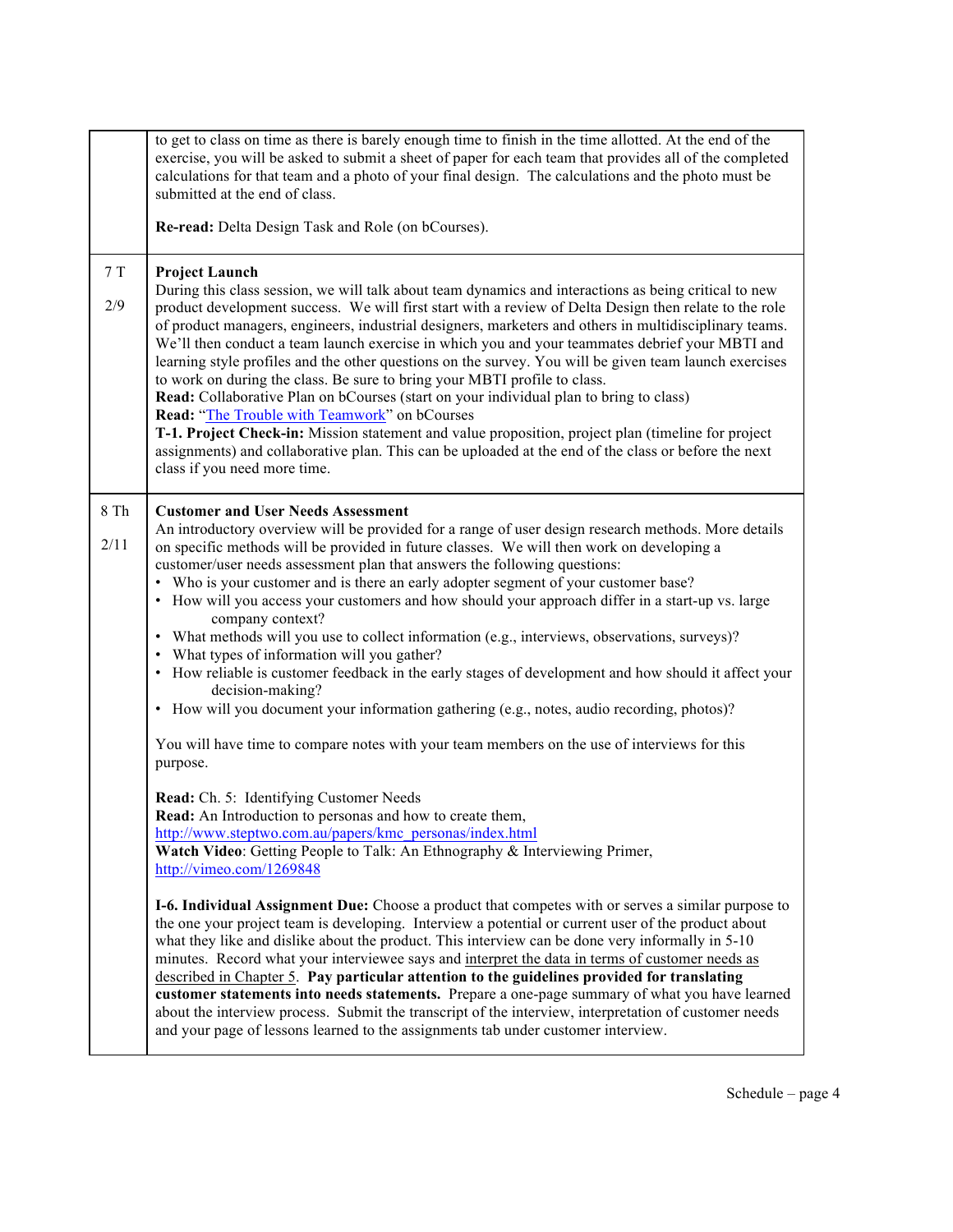| | |
|---|---|
| | to get to class on time as there is barely enough time to finish in the time allotted. At the end of the exercise, you will be asked to submit a sheet of paper for each team that provides all of the completed calculations for that team and a photo of your final design. The calculations and the photo must be submitted at the end of class.<br><br>**Re-read:** Delta Design Task and Role (on bCourses). |
| 7 T<br><br>2/9 | **Project Launch**<br>During this class session, we will talk about team dynamics and interactions as being critical to new product development success. We will first start with a review of Delta Design then relate to the role of product managers, engineers, industrial designers, marketers and others in multidisciplinary teams. We'll then conduct a team launch exercise in which you and your teammates debrief your MBTI and learning style profiles and the other questions on the survey. You will be given team launch exercises to work on during the class. Be sure to bring your MBTI profile to class.<br>**Read:** Collaborative Plan on bCourses (start on your individual plan to bring to class)<br>**Read:** "The Trouble with Teamwork" on bCourses<br>**T-1. Project Check-in:** Mission statement and value proposition, project plan (timeline for project assignments) and collaborative plan. This can be uploaded at the end of the class or before the next class if you need more time. |
| 8 Th<br><br>2/11 | **Customer and User Needs Assessment**<br>An introductory overview will be provided for a range of user design research methods. More details on specific methods will be provided in future classes. We will then work on developing a customer/user needs assessment plan that answers the following questions:<br>• Who is your customer and is there an early adopter segment of your customer base?<br>• How will you access your customers and how should your approach differ in a start-up vs. large company context?<br>• What methods will you use to collect information (e.g., interviews, observations, surveys)?<br>• What types of information will you gather?<br>• How reliable is customer feedback in the early stages of development and how should it affect your decision-making?<br>• How will you document your information gathering (e.g., notes, audio recording, photos)?<br><br>You will have time to compare notes with your team members on the use of interviews for this purpose.<br><br>**Read:** Ch. 5: Identifying Customer Needs<br>**Read:** An Introduction to personas and how to create them, http://www.steptwo.com.au/papers/kmc_personas/index.html<br>**Watch Video**: Getting People to Talk: An Ethnography & Interviewing Primer, http://vimeo.com/1269848<br><br>**I-6. Individual Assignment Due:** Choose a product that competes with or serves a similar purpose to the one your project team is developing. Interview a potential or current user of the product about what they like and dislike about the product. This interview can be done very informally in 5-10 minutes. Record what your interviewee says and interpret the data in terms of customer needs as described in Chapter 5. **Pay particular attention to the guidelines provided for translating customer statements into needs statements.** Prepare a one-page summary of what you have learned about the interview process. Submit the transcript of the interview, interpretation of customer needs and your page of lessons learned to the assignments tab under customer interview. |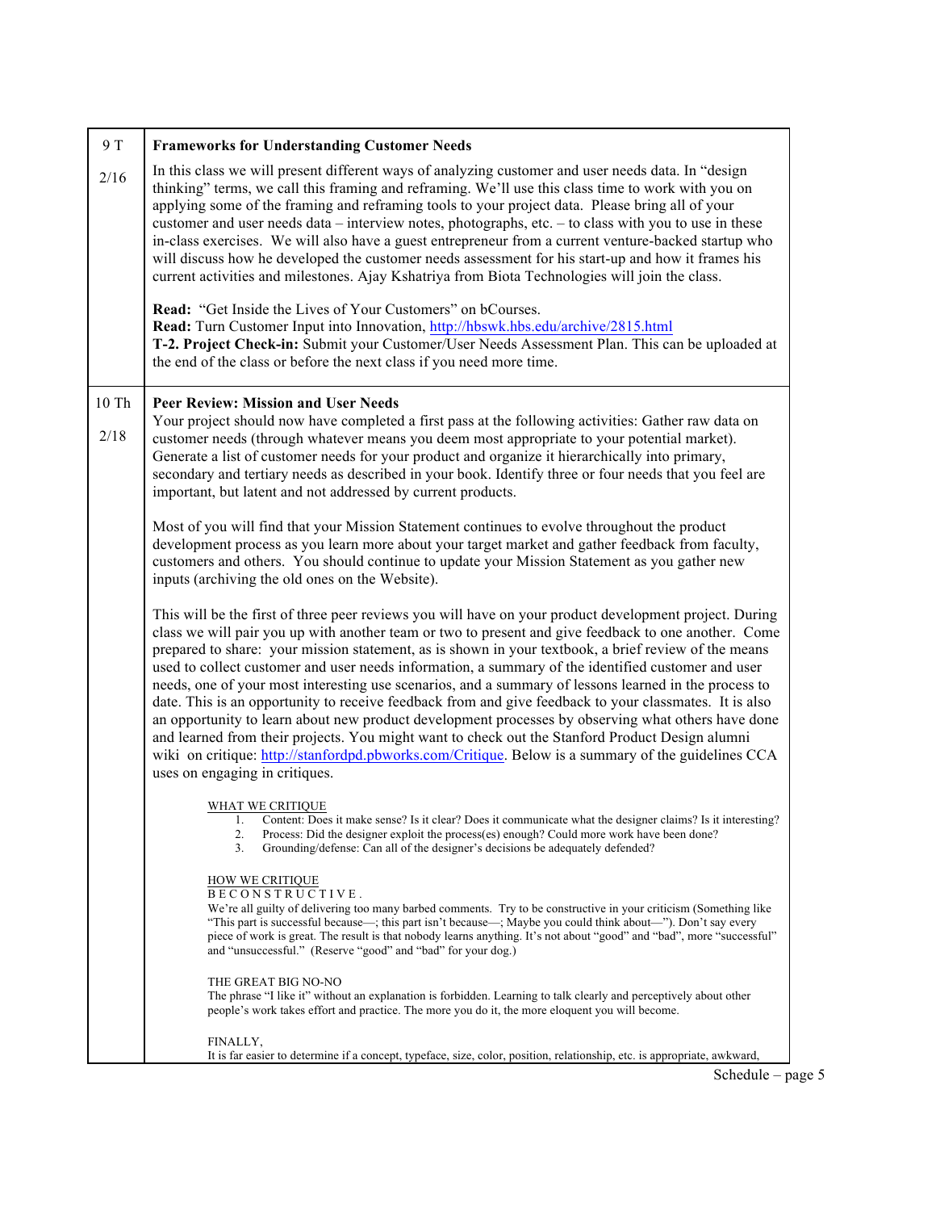| | |
|---|---|
| 9 T<br><br>2/16 | **Frameworks for Understanding Customer Needs**<br><br>In this class we will present different ways of analyzing customer and user needs data. In "design thinking" terms, we call this framing and reframing. We'll use this class time to work with you on applying some of the framing and reframing tools to your project data. Please bring all of your customer and user needs data – interview notes, photographs, etc. – to class with you to use in these in-class exercises. We will also have a guest entrepreneur from a current venture-backed startup who will discuss how he developed the customer needs assessment for his start-up and how it frames his current activities and milestones. Ajay Kshatriya from Biota Technologies will join the class.<br><br>**Read:** "Get Inside the Lives of Your Customers" on bCourses.<br>**Read:** Turn Customer Input into Innovation, http://hbswk.hbs.edu/archive/2815.html<br>**T-2. Project Check-in:** Submit your Customer/User Needs Assessment Plan. This can be uploaded at the end of the class or before the next class if you need more time. |
| 10 Th<br><br>2/18 | **Peer Review: Mission and User Needs**<br>Your project should now have completed a first pass at the following activities: Gather raw data on customer needs (through whatever means you deem most appropriate to your potential market). Generate a list of customer needs for your product and organize it hierarchically into primary, secondary and tertiary needs as described in your book. Identify three or four needs that you feel are important, but latent and not addressed by current products.<br><br>Most of you will find that your Mission Statement continues to evolve throughout the product development process as you learn more about your target market and gather feedback from faculty, customers and others. You should continue to update your Mission Statement as you gather new inputs (archiving the old ones on the Website).<br><br>This will be the first of three peer reviews you will have on your product development project. During class we will pair you up with another team or two to present and give feedback to one another. Come prepared to share: your mission statement, as is shown in your textbook, a brief review of the means used to collect customer and user needs information, a summary of the identified customer and user needs, one of your most interesting use scenarios, and a summary of lessons learned in the process to date. This is an opportunity to receive feedback from and give feedback to your classmates. It is also an opportunity to learn about new product development processes by observing what others have done and learned from their projects. You might want to check out the Stanford Product Design alumni wiki on critique: http://stanfordpd.pbworks.com/Critique. Below is a summary of the guidelines CCA uses on engaging in critiques.<br><br>WHAT WE CRITIQUE<br>1. Content: Does it make sense? Is it clear? Does it communicate what the designer claims? Is it interesting?<br>2. Process: Did the designer exploit the process(es) enough? Could more work have been done?<br>3. Grounding/defense: Can all of the designer's decisions be adequately defended?<br><br>HOW WE CRITIQUE<br>B E C O N S T R U C T I V E .<br>We're all guilty of delivering too many barbed comments. Try to be constructive in your criticism (Something like "This part is successful because—; this part isn't because—; Maybe you could think about—"). Don't say every piece of work is great. The result is that nobody learns anything. It's not about "good" and "bad", more "successful" and "unsuccessful." (Reserve "good" and "bad" for your dog.)<br><br>THE GREAT BIG NO-NO<br>The phrase "I like it" without an explanation is forbidden. Learning to talk clearly and perceptively about other people's work takes effort and practice. The more you do it, the more eloquent you will become.<br><br>FINALLY,<br>It is far easier to determine if a concept, typeface, size, color, position, relationship, etc. is appropriate, awkward, |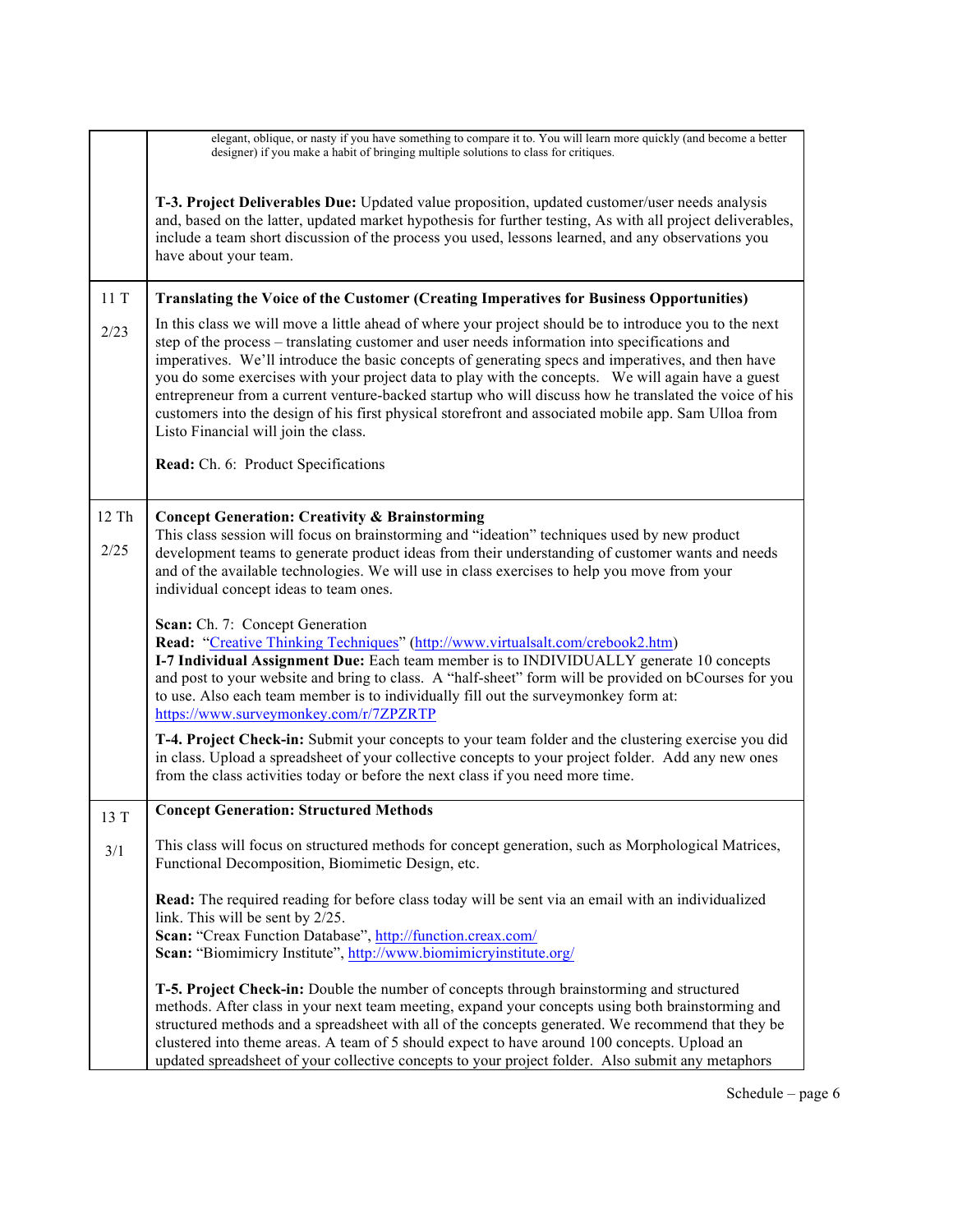| | |
|---|---|
| | elegant, oblique, or nasty if you have something to compare it to. You will learn more quickly (and become a better designer) if you make a habit of bringing multiple solutions to class for critiques.<br><br>**T-3. Project Deliverables Due:** Updated value proposition, updated customer/user needs analysis and, based on the latter, updated market hypothesis for further testing, As with all project deliverables, include a team short discussion of the process you used, lessons learned, and any observations you have about your team. |
| 11 T<br><br>2/23 | **Translating the Voice of the Customer (Creating Imperatives for Business Opportunities)**<br><br>In this class we will move a little ahead of where your project should be to introduce you to the next step of the process – translating customer and user needs information into specifications and imperatives. We'll introduce the basic concepts of generating specs and imperatives, and then have you do some exercises with your project data to play with the concepts. We will again have a guest entrepreneur from a current venture-backed startup who will discuss how he translated the voice of his customers into the design of his first physical storefront and associated mobile app. Sam Ulloa from Listo Financial will join the class.<br><br>**Read:** Ch. 6: Product Specifications |
| 12 Th<br><br>2/25 | **Concept Generation: Creativity & Brainstorming**<br>This class session will focus on brainstorming and "ideation" techniques used by new product development teams to generate product ideas from their understanding of customer wants and needs and of the available technologies. We will use in class exercises to help you move from your individual concept ideas to team ones.<br><br>**Scan:** Ch. 7: Concept Generation<br>**Read:** "[Creative Thinking Techniques](http://www.virtualsalt.com/crebook2.htm)" (http://www.virtualsalt.com/crebook2.htm)<br>**I-7 Individual Assignment Due:** Each team member is to INDIVIDUALLY generate 10 concepts and post to your website and bring to class. A "half-sheet" form will be provided on bCourses for you to use. Also each team member is to individually fill out the surveymonkey form at: https://www.surveymonkey.com/r/7ZPZRTP<br><br>**T-4. Project Check-in:** Submit your concepts to your team folder and the clustering exercise you did in class. Upload a spreadsheet of your collective concepts to your project folder. Add any new ones from the class activities today or before the next class if you need more time. |
| 13 T<br><br>3/1 | **Concept Generation: Structured Methods**<br><br>This class will focus on structured methods for concept generation, such as Morphological Matrices, Functional Decomposition, Biomimetic Design, etc.<br><br>**Read:** The required reading for before class today will be sent via an email with an individualized link. This will be sent by 2/25.<br>**Scan:** "Creax Function Database", http://function.creax.com/<br>**Scan:** "Biomimicry Institute", http://www.biomimicryinstitute.org/<br><br>**T-5. Project Check-in:** Double the number of concepts through brainstorming and structured methods. After class in your next team meeting, expand your concepts using both brainstorming and structured methods and a spreadsheet with all of the concepts generated. We recommend that they be clustered into theme areas. A team of 5 should expect to have around 100 concepts. Upload an updated spreadsheet of your collective concepts to your project folder. Also submit any metaphors |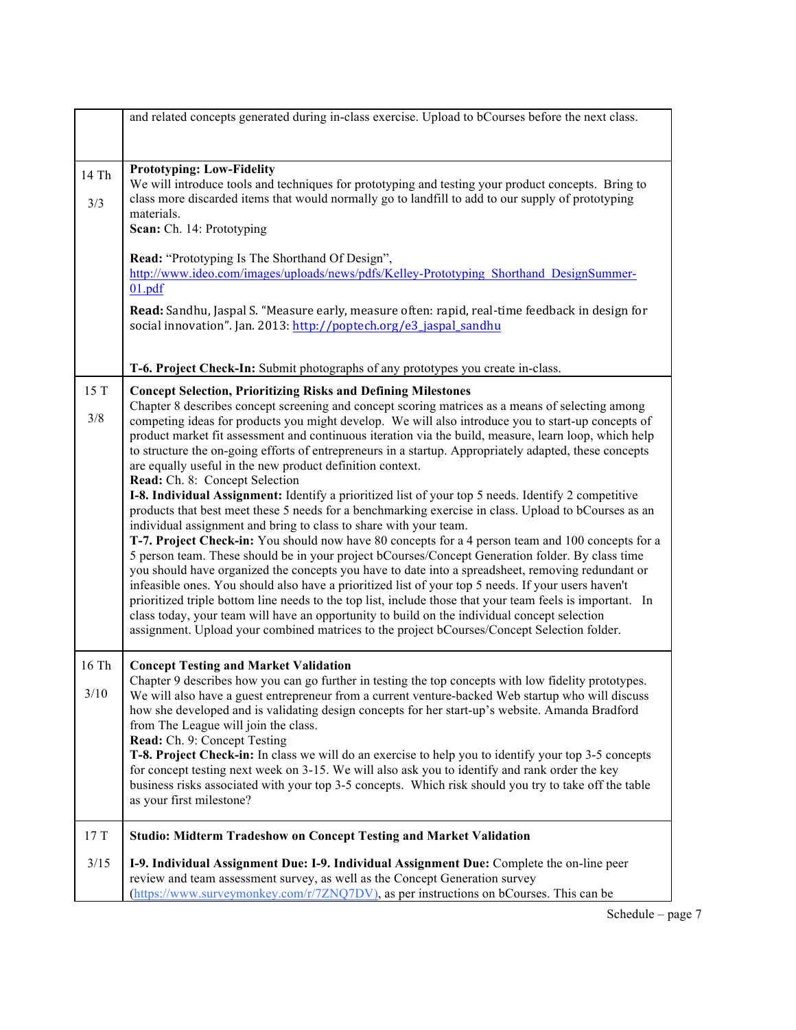| | |
|---|---|
| | and related concepts generated during in-class exercise. Upload to bCourses before the next class. |
| 14 Th<br><br>3/3 | **Prototyping: Low-Fidelity**<br>We will introduce tools and techniques for prototyping and testing your product concepts. Bring to class more discarded items that would normally go to landfill to add to our supply of prototyping materials.<br>**Scan:** Ch. 14: Prototyping<br><br>**Read:** "Prototyping Is The Shorthand Of Design", http://www.ideo.com/images/uploads/news/pdfs/Kelley-Prototyping_Shorthand_DesignSummer-01.pdf<br><br>**Read:** Sandhu, Jaspal S. "Measure early, measure often: rapid, real-time feedback in design for social innovation". Jan. 2013: http://poptech.org/e3_jaspal_sandhu<br><br>**T-6. Project Check-In:** Submit photographs of any prototypes you create in-class. |
| 15 T<br><br>3/8 | **Concept Selection, Prioritizing Risks and Defining Milestones**<br>Chapter 8 describes concept screening and concept scoring matrices as a means of selecting among competing ideas for products you might develop. We will also introduce you to start-up concepts of product market fit assessment and continuous iteration via the build, measure, learn loop, which help to structure the on-going efforts of entrepreneurs in a startup. Appropriately adapted, these concepts are equally useful in the new product definition context.<br>**Read:** Ch. 8: Concept Selection<br>**I-8. Individual Assignment:** Identify a prioritized list of your top 5 needs. Identify 2 competitive products that best meet these 5 needs for a benchmarking exercise in class. Upload to bCourses as an individual assignment and bring to class to share with your team.<br>**T-7. Project Check-in:** You should now have 80 concepts for a 4 person team and 100 concepts for a 5 person team. These should be in your project bCourses/Concept Generation folder. By class time you should have organized the concepts you have to date into a spreadsheet, removing redundant or infeasible ones. You should also have a prioritized list of your top 5 needs. If your users haven't prioritized triple bottom line needs to the top list, include those that your team feels is important. In class today, your team will have an opportunity to build on the individual concept selection assignment. Upload your combined matrices to the project bCourses/Concept Selection folder. |
| 16 Th<br><br>3/10 | **Concept Testing and Market Validation**<br>Chapter 9 describes how you can go further in testing the top concepts with low fidelity prototypes. We will also have a guest entrepreneur from a current venture-backed Web startup who will discuss how she developed and is validating design concepts for her start-up's website. Amanda Bradford from The League will join the class.<br>**Read:** Ch. 9: Concept Testing<br>**T-8. Project Check-in:** In class we will do an exercise to help you to identify your top 3-5 concepts for concept testing next week on 3-15. We will also ask you to identify and rank order the key business risks associated with your top 3-5 concepts. Which risk should you try to take off the table as your first milestone? |
| 17 T<br><br>3/15 | **Studio: Midterm Tradeshow on Concept Testing and Market Validation**<br><br>**I-9. Individual Assignment Due: I-9. Individual Assignment Due:** Complete the on-line peer review and team assessment survey, as well as the Concept Generation survey (https://www.surveymonkey.com/r/7ZNQ7DV), as per instructions on bCourses. This can be |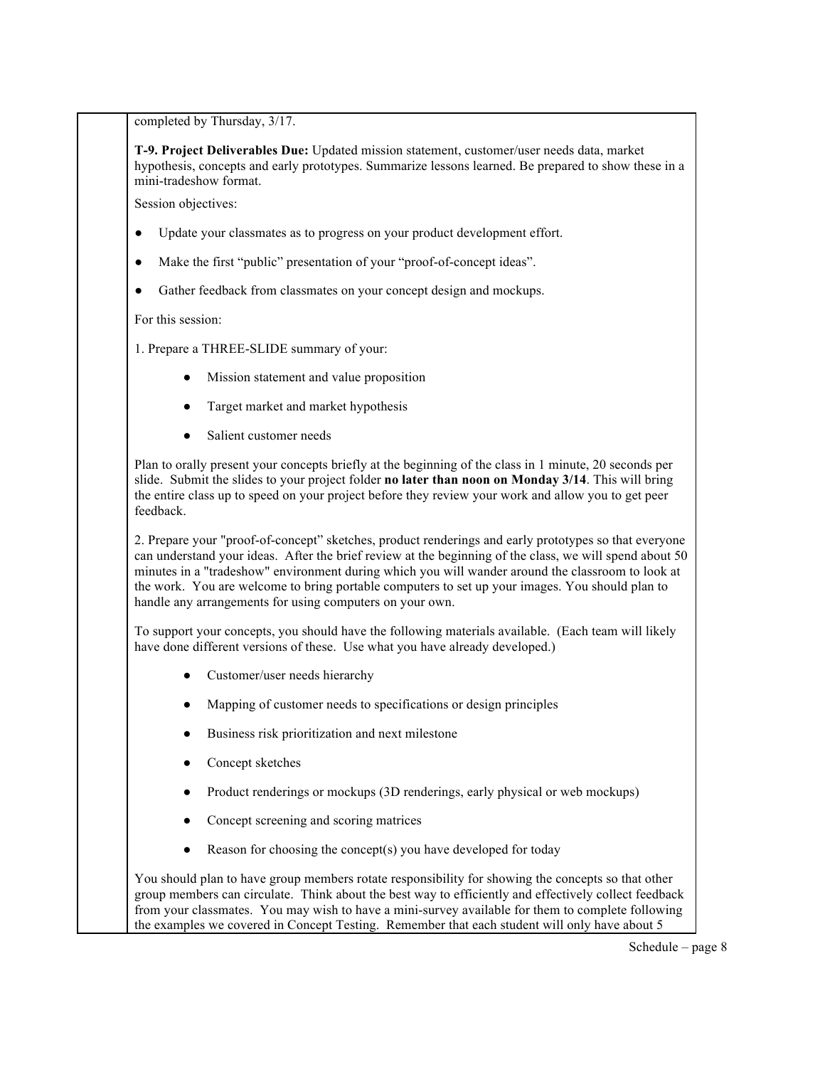completed by Thursday, 3/17.

**T-9. Project Deliverables Due:** Updated mission statement, customer/user needs data, market hypothesis, concepts and early prototypes. Summarize lessons learned. Be prepared to show these in a mini-tradeshow format.

Session objectives:

- Update your classmates as to progress on your product development effort.
- Make the first "public" presentation of your "proof-of-concept ideas".
- Gather feedback from classmates on your concept design and mockups.

For this session:

1. Prepare a THREE-SLIDE summary of your:

    - Mission statement and value proposition
    - Target market and market hypothesis
    - Salient customer needs

Plan to orally present your concepts briefly at the beginning of the class in 1 minute, 20 seconds per slide. Submit the slides to your project folder **no later than noon on Monday 3/14**. This will bring the entire class up to speed on your project before they review your work and allow you to get peer feedback.

2. Prepare your "proof-of-concept" sketches, product renderings and early prototypes so that everyone can understand your ideas. After the brief review at the beginning of the class, we will spend about 50 minutes in a "tradeshow" environment during which you will wander around the classroom to look at the work. You are welcome to bring portable computers to set up your images. You should plan to handle any arrangements for using computers on your own.

To support your concepts, you should have the following materials available. (Each team will likely have done different versions of these. Use what you have already developed.)

- Customer/user needs hierarchy
- Mapping of customer needs to specifications or design principles
- Business risk prioritization and next milestone
- Concept sketches
- Product renderings or mockups (3D renderings, early physical or web mockups)
- Concept screening and scoring matrices
- Reason for choosing the concept(s) you have developed for today

You should plan to have group members rotate responsibility for showing the concepts so that other group members can circulate. Think about the best way to efficiently and effectively collect feedback from your classmates. You may wish to have a mini-survey available for them to complete following the examples we covered in Concept Testing. Remember that each student will only have about 5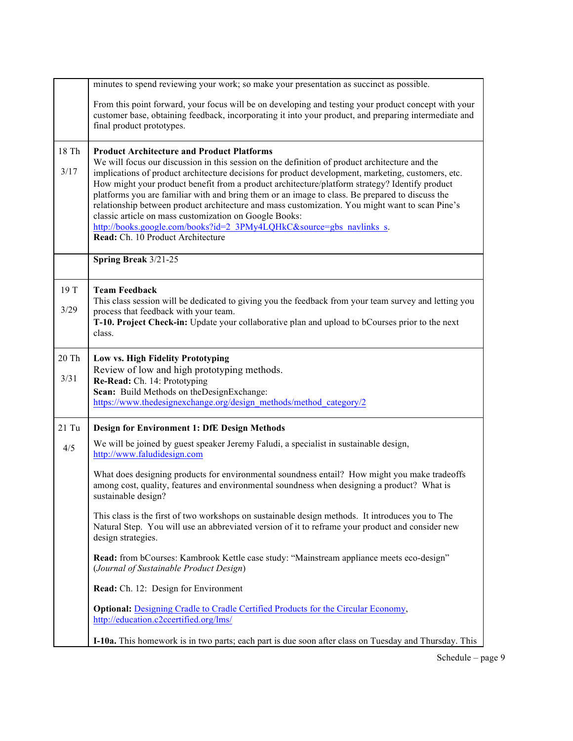| | |
|---|---|
| | minutes to spend reviewing your work; so make your presentation as succinct as possible.<br><br>From this point forward, your focus will be on developing and testing your product concept with your customer base, obtaining feedback, incorporating it into your product, and preparing intermediate and final product prototypes. |
| 18 Th<br><br>3/17 | **Product Architecture and Product Platforms**<br>We will focus our discussion in this session on the definition of product architecture and the implications of product architecture decisions for product development, marketing, customers, etc. How might your product benefit from a product architecture/platform strategy? Identify product platforms you are familiar with and bring them or an image to class. Be prepared to discuss the relationship between product architecture and mass customization. You might want to scan Pine's classic article on mass customization on Google Books: [http://books.google.com/books?id=2_3PMy4LQHkC&source=gbs_navlinks_s](http://books.google.com/books?id=2_3PMy4LQHkC&source=gbs_navlinks_s).<br>**Read:** Ch. 10 Product Architecture |
| | **Spring Break** 3/21-25 |
| 19 T<br><br>3/29 | **Team Feedback**<br>This class session will be dedicated to giving you the feedback from your team survey and letting you process that feedback with your team.<br>**T-10. Project Check-in:** Update your collaborative plan and upload to bCourses prior to the next class. |
| 20 Th<br><br>3/31 | **Low vs. High Fidelity Prototyping**<br>Review of low and high prototyping methods.<br>**Re-Read:** Ch. 14: Prototyping<br>**Scan:** Build Methods on theDesignExchange: [https://www.thedesignexchange.org/design_methods/method_category/2](https://www.thedesignexchange.org/design_methods/method_category/2) |
| 21 Tu<br><br>4/5 | **Design for Environment 1: DfE Design Methods**<br><br>We will be joined by guest speaker Jeremy Faludi, a specialist in sustainable design, [http://www.faludidesign.com](http://www.faludidesign.com)<br><br>What does designing products for environmental soundness entail? How might you make tradeoffs among cost, quality, features and environmental soundness when designing a product? What is sustainable design?<br><br>This class is the first of two workshops on sustainable design methods. It introduces you to The Natural Step. You will use an abbreviated version of it to reframe your product and consider new design strategies.<br><br>**Read:** from bCourses: Kambrook Kettle case study: "Mainstream appliance meets eco-design" (*Journal of Sustainable Product Design*)<br><br>**Read:** Ch. 12: Design for Environment<br><br>**Optional:** [Designing Cradle to Cradle Certified Products for the Circular Economy](http://education.c2ccertified.org/lms/), [http://education.c2ccertified.org/lms/](http://education.c2ccertified.org/lms/)<br><br>**I-10a.** This homework is in two parts; each part is due soon after class on Tuesday and Thursday. This |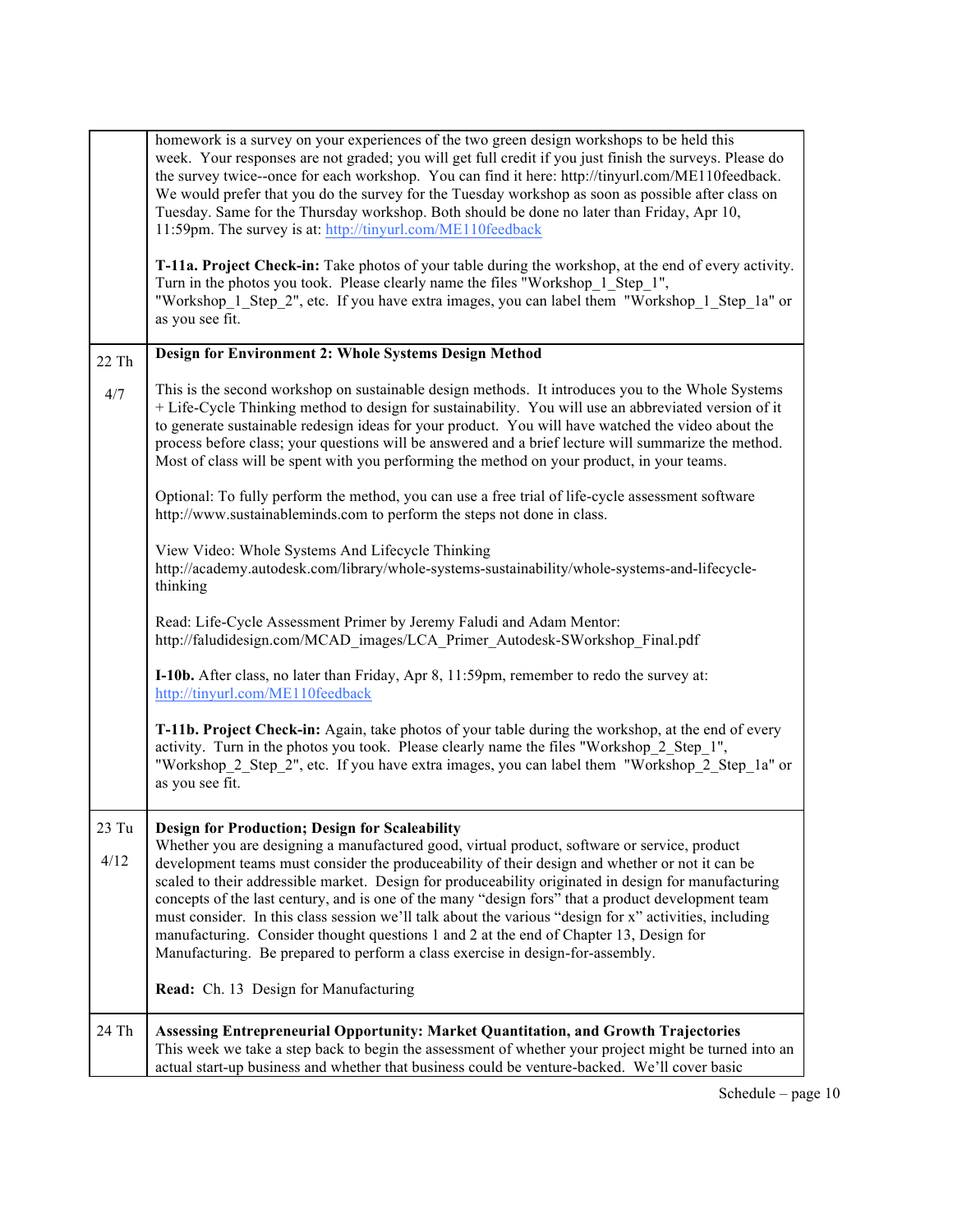| | |
|---|---|
| | homework is a survey on your experiences of the two green design workshops to be held this week. Your responses are not graded; you will get full credit if you just finish the surveys. Please do the survey twice--once for each workshop. You can find it here: http://tinyurl.com/ME110feedback. We would prefer that you do the survey for the Tuesday workshop as soon as possible after class on Tuesday. Same for the Thursday workshop. Both should be done no later than Friday, Apr 10, 11:59pm. The survey is at: http://tinyurl.com/ME110feedback<br><br>**T-11a. Project Check-in:** Take photos of your table during the workshop, at the end of every activity. Turn in the photos you took. Please clearly name the files "Workshop_1_Step_1", "Workshop_1_Step_2", etc. If you have extra images, you can label them "Workshop_1_Step_1a" or as you see fit. |
| 22 Th<br><br>4/7 | **Design for Environment 2: Whole Systems Design Method**<br><br>This is the second workshop on sustainable design methods. It introduces you to the Whole Systems + Life-Cycle Thinking method to design for sustainability. You will use an abbreviated version of it to generate sustainable redesign ideas for your product. You will have watched the video about the process before class; your questions will be answered and a brief lecture will summarize the method. Most of class will be spent with you performing the method on your product, in your teams.<br><br>Optional: To fully perform the method, you can use a free trial of life-cycle assessment software http://www.sustainableminds.com to perform the steps not done in class.<br><br>View Video: Whole Systems And Lifecycle Thinking http://academy.autodesk.com/library/whole-systems-sustainability/whole-systems-and-lifecycle-thinking<br><br>Read: Life-Cycle Assessment Primer by Jeremy Faludi and Adam Mentor: http://faludidesign.com/MCAD_images/LCA_Primer_Autodesk-SWorkshop_Final.pdf<br><br>**I-10b.** After class, no later than Friday, Apr 8, 11:59pm, remember to redo the survey at: http://tinyurl.com/ME110feedback<br><br>**T-11b. Project Check-in:** Again, take photos of your table during the workshop, at the end of every activity. Turn in the photos you took. Please clearly name the files "Workshop_2_Step_1", "Workshop_2_Step_2", etc. If you have extra images, you can label them "Workshop_2_Step_1a" or as you see fit. |
| 23 Tu<br><br>4/12 | **Design for Production; Design for Scaleability**<br>Whether you are designing a manufactured good, virtual product, software or service, product development teams must consider the produceability of their design and whether or not it can be scaled to their addressible market. Design for produceability originated in design for manufacturing concepts of the last century, and is one of the many "design fors" that a product development team must consider. In this class session we'll talk about the various "design for x" activities, including manufacturing. Consider thought questions 1 and 2 at the end of Chapter 13, Design for Manufacturing. Be prepared to perform a class exercise in design-for-assembly.<br><br>**Read:** Ch. 13 Design for Manufacturing |
| 24 Th | **Assessing Entrepreneurial Opportunity: Market Quantitation, and Growth Trajectories**<br>This week we take a step back to begin the assessment of whether your project might be turned into an actual start-up business and whether that business could be venture-backed. We'll cover basic |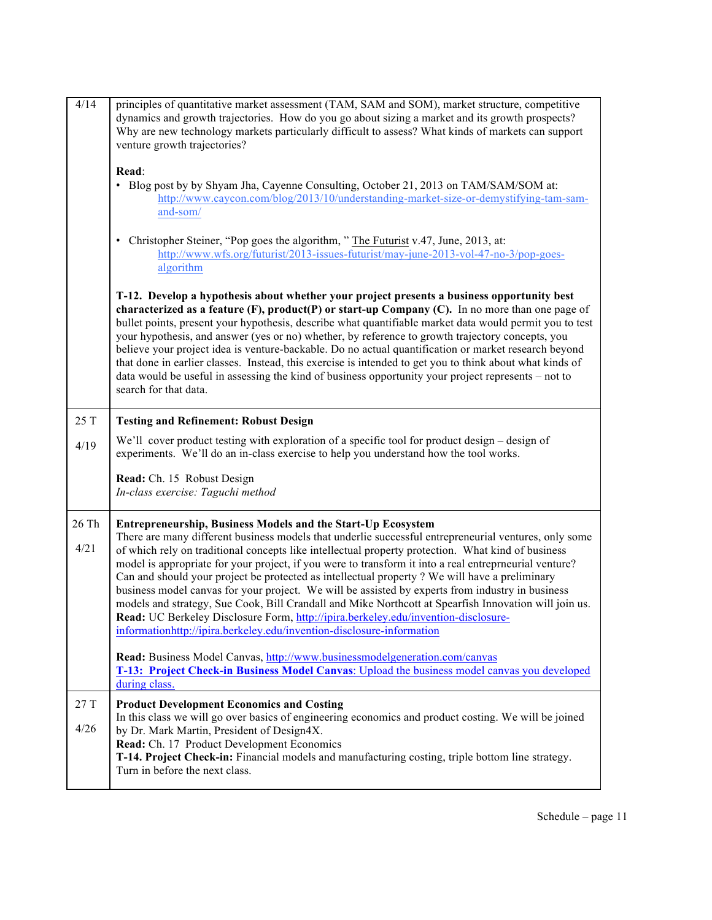| | |
|---|---|
| 4/14 | principles of quantitative market assessment (TAM, SAM and SOM), market structure, competitive dynamics and growth trajectories. How do you go about sizing a market and its growth prospects? Why are new technology markets particularly difficult to assess? What kinds of markets can support venture growth trajectories?<br><br>**Read**:<br>• Blog post by by Shyam Jha, Cayenne Consulting, October 21, 2013 on TAM/SAM/SOM at: http://www.caycon.com/blog/2013/10/understanding-market-size-or-demystifying-tam-sam-and-som/<br><br>• Christopher Steiner, "Pop goes the algorithm, " The Futurist v.47, June, 2013, at: http://www.wfs.org/futurist/2013-issues-futurist/may-june-2013-vol-47-no-3/pop-goes-algorithm<br><br>**T-12. Develop a hypothesis about whether your project presents a business opportunity best characterized as a feature (F), product(P) or start-up Company (C).** In no more than one page of bullet points, present your hypothesis, describe what quantifiable market data would permit you to test your hypothesis, and answer (yes or no) whether, by reference to growth trajectory concepts, you believe your project idea is venture-backable. Do no actual quantification or market research beyond that done in earlier classes. Instead, this exercise is intended to get you to think about what kinds of data would be useful in assessing the kind of business opportunity your project represents – not to search for that data. |
| 25 T<br><br>4/19 | **Testing and Refinement: Robust Design**<br><br>We'll cover product testing with exploration of a specific tool for product design – design of experiments. We'll do an in-class exercise to help you understand how the tool works.<br><br>**Read:** Ch. 15 Robust Design<br>*In-class exercise: Taguchi method* |
| 26 Th<br><br>4/21 | **Entrepreneurship, Business Models and the Start-Up Ecosystem**<br>There are many different business models that underlie successful entrepreneurial ventures, only some of which rely on traditional concepts like intellectual property protection. What kind of business model is appropriate for your project, if you were to transform it into a real entreprneurial venture? Can and should your project be protected as intellectual property ? We will have a preliminary business model canvas for your project. We will be assisted by experts from industry in business models and strategy, Sue Cook, Bill Crandall and Mike Northcott at Spearfish Innovation will join us.<br>**Read:** UC Berkeley Disclosure Form, http://ipira.berkeley.edu/invention-disclosure-informationhttp://ipira.berkeley.edu/invention-disclosure-information<br><br>**Read:** Business Model Canvas, http://www.businessmodelgeneration.com/canvas<br>**T-13: Project Check-in Business Model Canvas**: Upload the business model canvas you developed during class. |
| 27 T<br><br>4/26 | **Product Development Economics and Costing**<br>In this class we will go over basics of engineering economics and product costing. We will be joined by Dr. Mark Martin, President of Design4X.<br>**Read:** Ch. 17 Product Development Economics<br>**T-14. Project Check-in:** Financial models and manufacturing costing, triple bottom line strategy. Turn in before the next class. |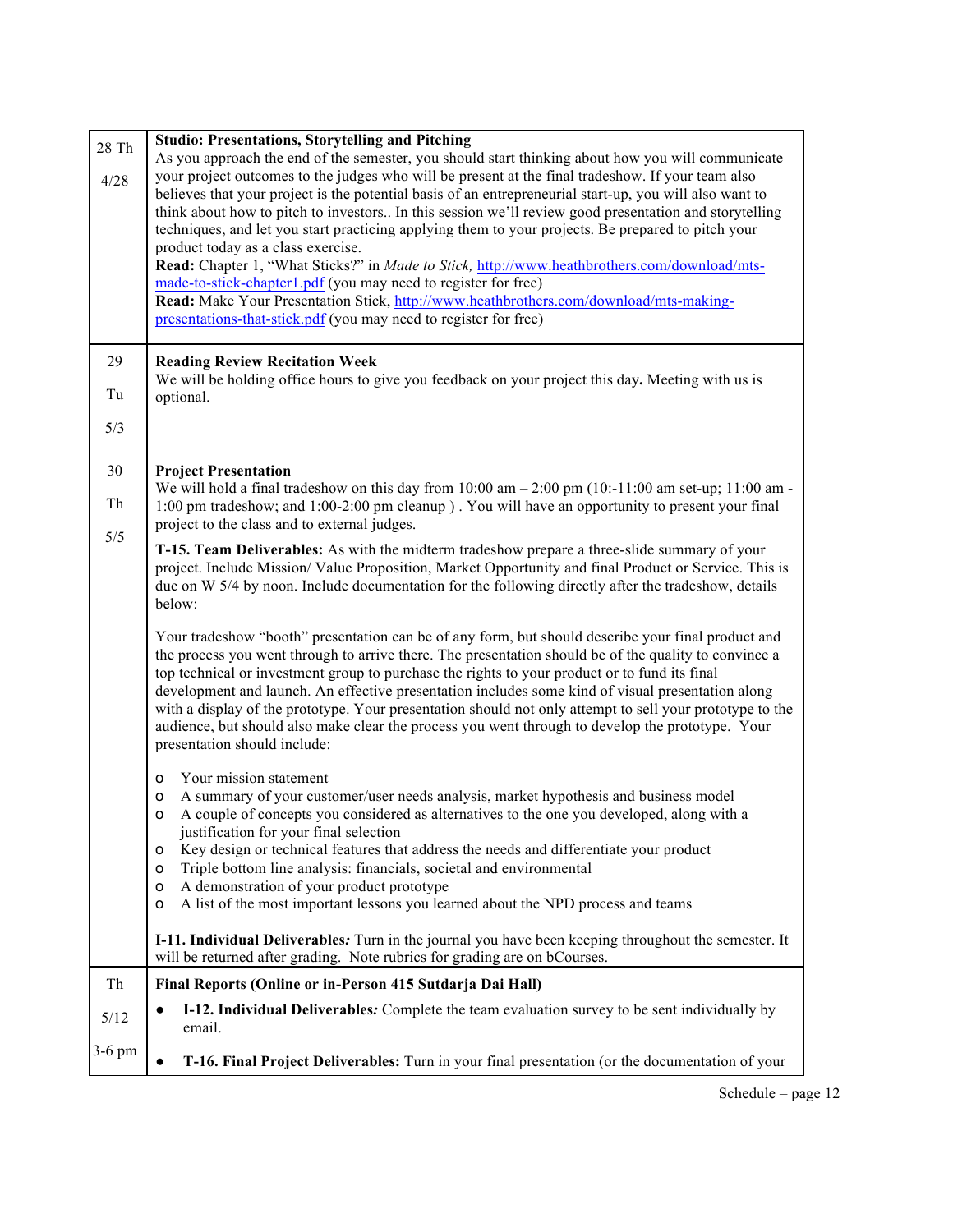| | |
|---|---|
| 28 Th<br><br>4/28 | **Studio: Presentations, Storytelling and Pitching**<br>As you approach the end of the semester, you should start thinking about how you will communicate your project outcomes to the judges who will be present at the final tradeshow. If your team also believes that your project is the potential basis of an entrepreneurial start-up, you will also want to think about how to pitch to investors.. In this session we'll review good presentation and storytelling techniques, and let you start practicing applying them to your projects. Be prepared to pitch your product today as a class exercise.<br>**Read:** Chapter 1, "What Sticks?" in *Made to Stick,* http://www.heathbrothers.com/download/mts-made-to-stick-chapter1.pdf (you may need to register for free)<br>**Read:** Make Your Presentation Stick, http://www.heathbrothers.com/download/mts-making-presentations-that-stick.pdf (you may need to register for free) |
| 29<br><br>Tu<br><br>5/3 | **Reading Review Recitation Week**<br>We will be holding office hours to give you feedback on your project this day**.** Meeting with us is optional. |
| 30<br><br>Th<br><br>5/5 | **Project Presentation**<br>We will hold a final tradeshow on this day from 10:00 am – 2:00 pm (10:-11:00 am set-up; 11:00 am - 1:00 pm tradeshow; and 1:00-2:00 pm cleanup ) . You will have an opportunity to present your final project to the class and to external judges.<br><br>**T-15. Team Deliverables:** As with the midterm tradeshow prepare a three-slide summary of your project. Include Mission/ Value Proposition, Market Opportunity and final Product or Service. This is due on W 5/4 by noon. Include documentation for the following directly after the tradeshow, details below:<br><br>Your tradeshow "booth" presentation can be of any form, but should describe your final product and the process you went through to arrive there. The presentation should be of the quality to convince a top technical or investment group to purchase the rights to your product or to fund its final development and launch. An effective presentation includes some kind of visual presentation along with a display of the prototype. Your presentation should not only attempt to sell your prototype to the audience, but should also make clear the process you went through to develop the prototype. Your presentation should include:<br><br>o Your mission statement<br>o A summary of your customer/user needs analysis, market hypothesis and business model<br>o A couple of concepts you considered as alternatives to the one you developed, along with a justification for your final selection<br>o Key design or technical features that address the needs and differentiate your product<br>o Triple bottom line analysis: financials, societal and environmental<br>o A demonstration of your product prototype<br>o A list of the most important lessons you learned about the NPD process and teams<br><br>**I-11. Individual Deliverables*:*** Turn in the journal you have been keeping throughout the semester. It will be returned after grading. Note rubrics for grading are on bCourses. |
| Th<br><br>5/12<br><br>3-6 pm | **Final Reports (Online or in-Person 415 Sutdarja Dai Hall)**<br>● **I-12. Individual Deliverables*:*** Complete the team evaluation survey to be sent individually by email.<br>● **T-16. Final Project Deliverables:** Turn in your final presentation (or the documentation of your |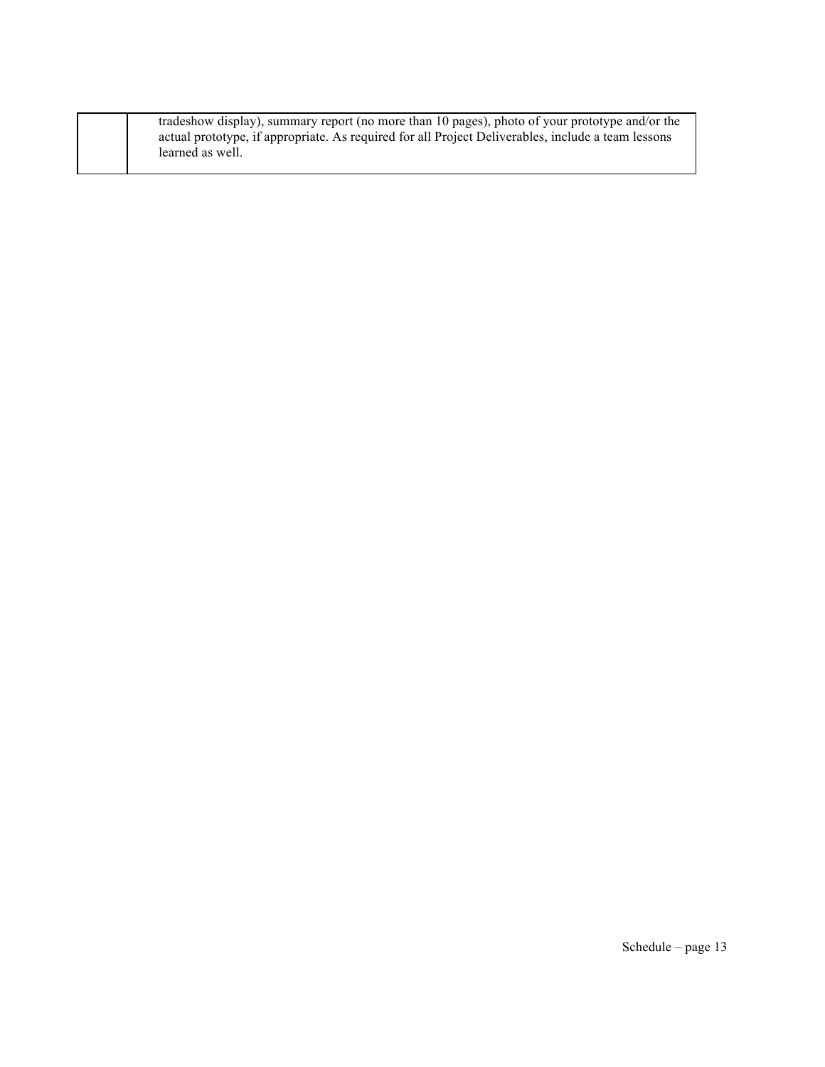| | |
|---|---|
| | tradeshow display), summary report (no more than 10 pages), photo of your prototype and/or the actual prototype, if appropriate. As required for all Project Deliverables, include a team lessons learned as well. |